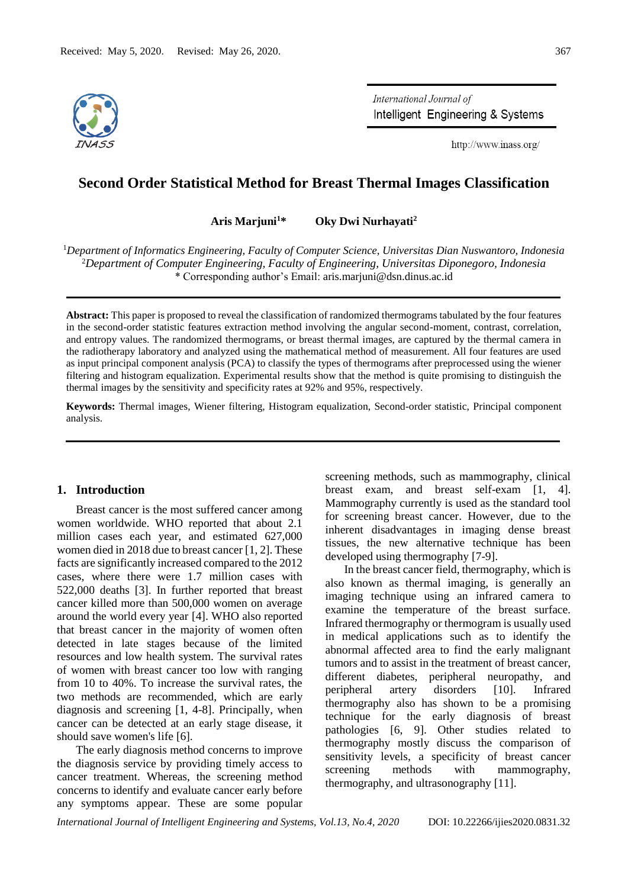Received: May 5, 2020. Revised: May 26, 2020.

# Second Order Statistical Method for Breast Thermal Images Classification

**Aris Marjuni[1]\*** **Oky Dwi Nurhayati[2]**

[1]*Department of Informatics Engineering, Faculty of Computer Science, Universitas Dian Nuswantoro, Indonesia*
[2]*Department of Computer Engineering, Faculty of Engineering, Universitas Diponegoro, Indonesia*
\* Corresponding author's Email: aris.marjuni@dsn.dinus.ac.id

**Abstract:** This paper is proposed to reveal the classification of randomized thermograms tabulated by the four features in the second-order statistic features extraction method involving the angular second-moment, contrast, correlation, and entropy values. The randomized thermograms, or breast thermal images, are captured by the thermal camera in the radiotherapy laboratory and analyzed using the mathematical method of measurement. All four features are used as input principal component analysis (PCA) to classify the types of thermograms after preprocessed using the wiener filtering and histogram equalization. Experimental results show that the method is quite promising to distinguish the thermal images by the sensitivity and specificity rates at 92% and 95%, respectively.

**Keywords:** Thermal images, Wiener filtering, Histogram equalization, Second-order statistic, Principal component analysis.

## 1. Introduction

Breast cancer is the most suffered cancer among women worldwide. WHO reported that about 2.1 million cases each year, and estimated 627,000 women died in 2018 due to breast cancer [1, 2]. These facts are significantly increased compared to the 2012 cases, where there were 1.7 million cases with 522,000 deaths [3]. In further reported that breast cancer killed more than 500,000 women on average around the world every year [4]. WHO also reported that breast cancer in the majority of women often detected in late stages because of the limited resources and low health system. The survival rates of women with breast cancer too low with ranging from 10 to 40%. To increase the survival rates, the two methods are recommended, which are early diagnosis and screening [1, 4-8]. Principally, when cancer can be detected at an early stage disease, it should save women's life [6].

The early diagnosis method concerns to improve the diagnosis service by providing timely access to cancer treatment. Whereas, the screening method concerns to identify and evaluate cancer early before any symptoms appear. These are some popular screening methods, such as mammography, clinical breast exam, and breast self-exam [1, 4]. Mammography currently is used as the standard tool for screening breast cancer. However, due to the inherent disadvantages in imaging dense breast tissues, the new alternative technique has been developed using thermography [7-9].

In the breast cancer field, thermography, which is also known as thermal imaging, is generally an imaging technique using an infrared camera to examine the temperature of the breast surface. Infrared thermography or thermogram is usually used in medical applications such as to identify the abnormal affected area to find the early malignant tumors and to assist in the treatment of breast cancer, different diabetes, peripheral neuropathy, and peripheral artery disorders [10]. Infrared thermography also has shown to be a promising technique for the early diagnosis of breast pathologies [6, 9]. Other studies related to thermography mostly discuss the comparison of sensitivity levels, a specificity of breast cancer screening methods with mammography, thermography, and ultrasonography [11].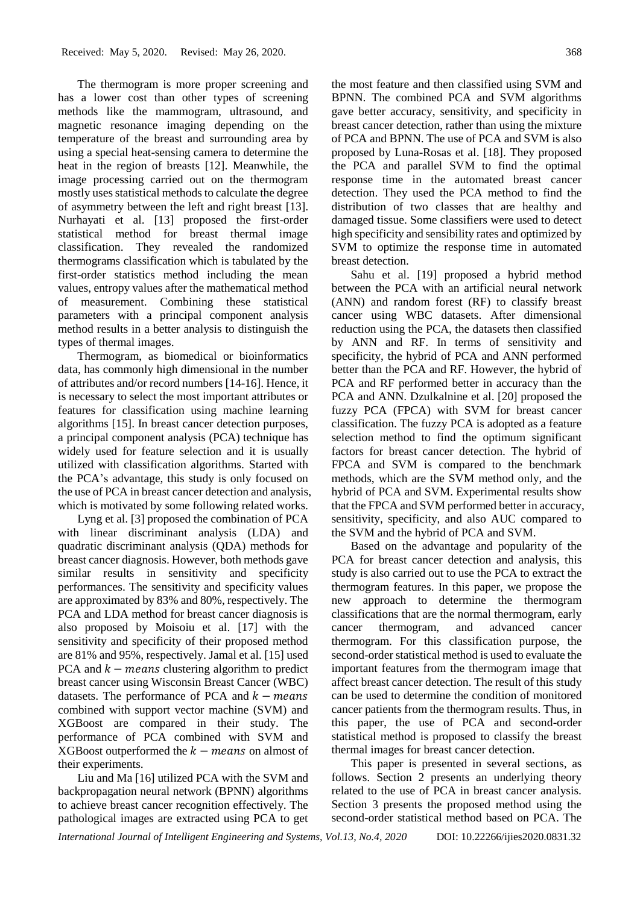The thermogram is more proper screening and has a lower cost than other types of screening methods like the mammogram, ultrasound, and magnetic resonance imaging depending on the temperature of the breast and surrounding area by using a special heat-sensing camera to determine the heat in the region of breasts [12]. Meanwhile, the image processing carried out on the thermogram mostly uses statistical methods to calculate the degree of asymmetry between the left and right breast [13]. Nurhayati et al. [13] proposed the first-order statistical method for breast thermal image classification. They revealed the randomized thermograms classification which is tabulated by the first-order statistics method including the mean values, entropy values after the mathematical method of measurement. Combining these statistical parameters with a principal component analysis method results in a better analysis to distinguish the types of thermal images.

Thermogram, as biomedical or bioinformatics data, has commonly high dimensional in the number of attributes and/or record numbers [14-16]. Hence, it is necessary to select the most important attributes or features for classification using machine learning algorithms [15]. In breast cancer detection purposes, a principal component analysis (PCA) technique has widely used for feature selection and it is usually utilized with classification algorithms. Started with the PCA's advantage, this study is only focused on the use of PCA in breast cancer detection and analysis, which is motivated by some following related works.

Lyng et al. [3] proposed the combination of PCA with linear discriminant analysis (LDA) and quadratic discriminant analysis (QDA) methods for breast cancer diagnosis. However, both methods gave similar results in sensitivity and specificity performances. The sensitivity and specificity values are approximated by 83% and 80%, respectively. The PCA and LDA method for breast cancer diagnosis is also proposed by Moisoiu et al. [17] with the sensitivity and specificity of their proposed method are 81% and 95%, respectively. Jamal et al. [15] used PCA and $k-means$ clustering algorithm to predict breast cancer using Wisconsin Breast Cancer (WBC) datasets. The performance of PCA and $k-means$ combined with support vector machine (SVM) and XGBoost are compared in their study. The performance of PCA combined with SVM and XGBoost outperformed the $k-means$ on almost of their experiments.

Liu and Ma [16] utilized PCA with the SVM and backpropagation neural network (BPNN) algorithms to achieve breast cancer recognition effectively. The pathological images are extracted using PCA to get the most feature and then classified using SVM and BPNN. The combined PCA and SVM algorithms gave better accuracy, sensitivity, and specificity in breast cancer detection, rather than using the mixture of PCA and BPNN. The use of PCA and SVM is also proposed by Luna-Rosas et al. [18]. They proposed the PCA and parallel SVM to find the optimal response time in the automated breast cancer detection. They used the PCA method to find the distribution of two classes that are healthy and damaged tissue. Some classifiers were used to detect high specificity and sensibility rates and optimized by SVM to optimize the response time in automated breast detection.

Sahu et al. [19] proposed a hybrid method between the PCA with an artificial neural network (ANN) and random forest (RF) to classify breast cancer using WBC datasets. After dimensional reduction using the PCA, the datasets then classified by ANN and RF. In terms of sensitivity and specificity, the hybrid of PCA and ANN performed better than the PCA and RF. However, the hybrid of PCA and RF performed better in accuracy than the PCA and ANN. Dzulkalnine et al. [20] proposed the fuzzy PCA (FPCA) with SVM for breast cancer classification. The fuzzy PCA is adopted as a feature selection method to find the optimum significant factors for breast cancer detection. The hybrid of FPCA and SVM is compared to the benchmark methods, which are the SVM method only, and the hybrid of PCA and SVM. Experimental results show that the FPCA and SVM performed better in accuracy, sensitivity, specificity, and also AUC compared to the SVM and the hybrid of PCA and SVM.

Based on the advantage and popularity of the PCA for breast cancer detection and analysis, this study is also carried out to use the PCA to extract the thermogram features. In this paper, we propose the new approach to determine the thermogram classifications that are the normal thermogram, early cancer thermogram, and advanced cancer thermogram. For this classification purpose, the second-order statistical method is used to evaluate the important features from the thermogram image that affect breast cancer detection. The result of this study can be used to determine the condition of monitored cancer patients from the thermogram results. Thus, in this paper, the use of PCA and second-order statistical method is proposed to classify the breast thermal images for breast cancer detection.

This paper is presented in several sections, as follows. Section 2 presents an underlying theory related to the use of PCA in breast cancer analysis. Section 3 presents the proposed method using the second-order statistical method based on PCA. The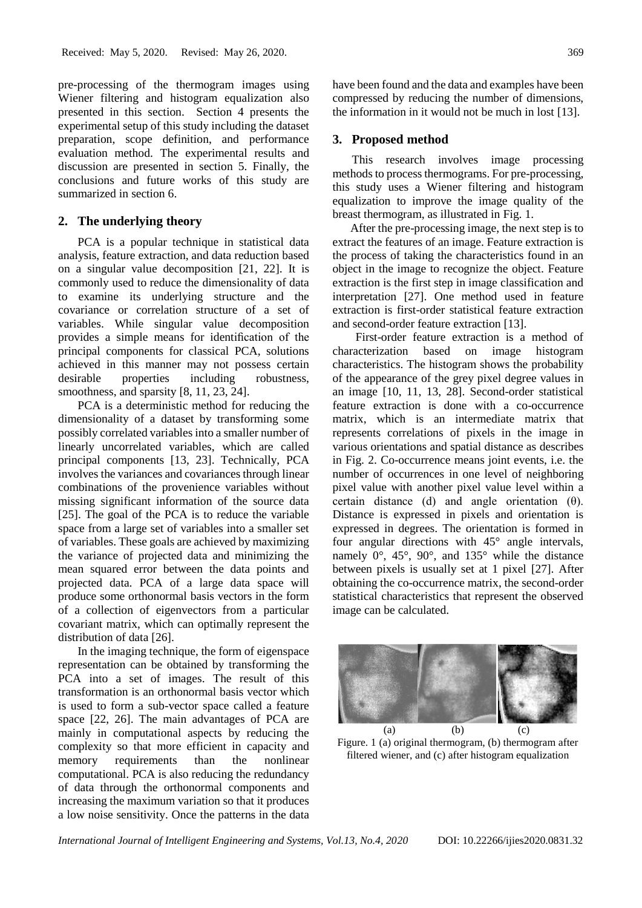pre-processing of the thermogram images using Wiener filtering and histogram equalization also presented in this section. Section 4 presents the experimental setup of this study including the dataset preparation, scope definition, and performance evaluation method. The experimental results and discussion are presented in section 5. Finally, the conclusions and future works of this study are summarized in section 6.

## 2. The underlying theory

PCA is a popular technique in statistical data analysis, feature extraction, and data reduction based on a singular value decomposition [21, 22]. It is commonly used to reduce the dimensionality of data to examine its underlying structure and the covariance or correlation structure of a set of variables. While singular value decomposition provides a simple means for identification of the principal components for classical PCA, solutions achieved in this manner may not possess certain desirable properties including robustness, smoothness, and sparsity [8, 11, 23, 24].

PCA is a deterministic method for reducing the dimensionality of a dataset by transforming some possibly correlated variables into a smaller number of linearly uncorrelated variables, which are called principal components [13, 23]. Technically, PCA involves the variances and covariances through linear combinations of the provenience variables without missing significant information of the source data [25]. The goal of the PCA is to reduce the variable space from a large set of variables into a smaller set of variables. These goals are achieved by maximizing the variance of projected data and minimizing the mean squared error between the data points and projected data. PCA of a large data space will produce some orthonormal basis vectors in the form of a collection of eigenvectors from a particular covariant matrix, which can optimally represent the distribution of data [26].

In the imaging technique, the form of eigenspace representation can be obtained by transforming the PCA into a set of images. The result of this transformation is an orthonormal basis vector which is used to form a sub-vector space called a feature space [22, 26]. The main advantages of PCA are mainly in computational aspects by reducing the complexity so that more efficient in capacity and memory requirements than the nonlinear computational. PCA is also reducing the redundancy of data through the orthonormal components and increasing the maximum variation so that it produces a low noise sensitivity. Once the patterns in the data have been found and the data and examples have been compressed by reducing the number of dimensions, the information in it would not be much in lost [13].

## 3. Proposed method

This research involves image processing methods to process thermograms. For pre-processing, this study uses a Wiener filtering and histogram equalization to improve the image quality of the breast thermogram, as illustrated in Fig. 1.

After the pre-processing image, the next step is to extract the features of an image. Feature extraction is the process of taking the characteristics found in an object in the image to recognize the object. Feature extraction is the first step in image classification and interpretation [27]. One method used in feature extraction is first-order statistical feature extraction and second-order feature extraction [13].

First-order feature extraction is a method of characterization based on image histogram characteristics. The histogram shows the probability of the appearance of the grey pixel degree values in an image [10, 11, 13, 28]. Second-order statistical feature extraction is done with a co-occurrence matrix, which is an intermediate matrix that represents correlations of pixels in the image in various orientations and spatial distance as describes in Fig. 2. Co-occurrence means joint events, i.e. the number of occurrences in one level of neighboring pixel value with another pixel value level within a certain distance (d) and angle orientation (θ). Distance is expressed in pixels and orientation is expressed in degrees. The orientation is formed in four angular directions with 45° angle intervals, namely 0°, 45°, 90°, and 135° while the distance between pixels is usually set at 1 pixel [27]. After obtaining the co-occurrence matrix, the second-order statistical characteristics that represent the observed image can be calculated.

(a) (b) (c)

Figure. 1 (a) original thermogram, (b) thermogram after filtered wiener, and (c) after histogram equalization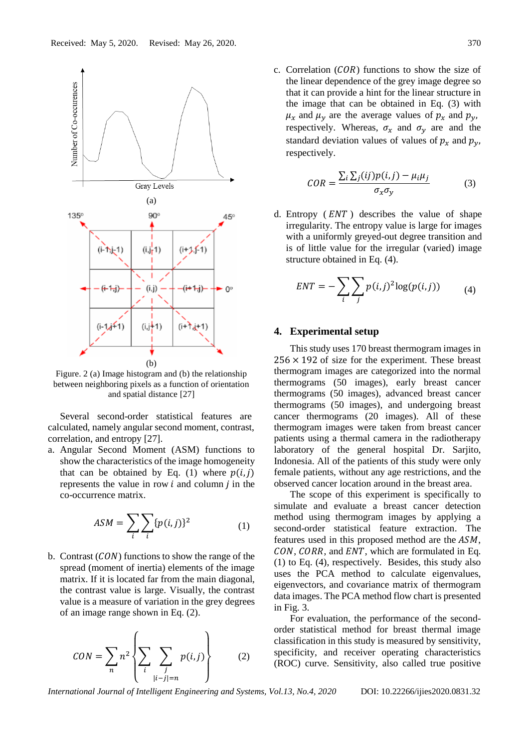Received: May 5, 2020. Revised: May 26, 2020.

Figure. 2 (a) Image histogram and (b) the relationship between neighboring pixels as a function of orientation and spatial distance [27]

Several second-order statistical features are calculated, namely angular second moment, contrast, correlation, and entropy [27].

a. Angular Second Moment (ASM) functions to show the characteristics of the image homogeneity that can be obtained by Eq. (1) where $p(i,j)$ represents the value in row $i$ and column $j$ in the co-occurrence matrix.

$$ASM = \sum_i \sum_i \{p(i,j)\}^2 \tag{1}$$

b. Contrast ($CON$) functions to show the range of the spread (moment of inertia) elements of the image matrix. If it is located far from the main diagonal, the contrast value is large. Visually, the contrast value is a measure of variation in the grey degrees of an image range shown in Eq. (2).

$$CON = \sum_n n^2 \left\{ \sum_i \sum_{\substack{j \\ |i-j|=n}} p(i,j) \right\} \tag{2}$$

c. Correlation ($COR$) functions to show the size of the linear dependence of the grey image degree so that it can provide a hint for the linear structure in the image that can be obtained in Eq. (3) with $\mu_x$ and $\mu_y$ are the average values of $p_x$ and $p_y$, respectively. Whereas, $\sigma_x$ and $\sigma_y$ are and the standard deviation values of values of $p_x$ and $p_y$, respectively.

$$COR = \frac{\sum_i \sum_j (ij) p(i,j) - \mu_i \mu_j}{\sigma_x \sigma_y} \tag{3}$$

d. Entropy ( $ENT$ ) describes the value of shape irregularity. The entropy value is large for images with a uniformly greyed-out degree transition and is of little value for the irregular (varied) image structure obtained in Eq. (4).

$$ENT = -\sum_i \sum_j p(i,j)^2 \log(p(i,j)) \tag{4}$$

## 4. Experimental setup

This study uses 170 breast thermogram images in $256 \times 192$ of size for the experiment. These breast thermogram images are categorized into the normal thermograms (50 images), early breast cancer thermograms (50 images), advanced breast cancer thermograms (50 images), and undergoing breast cancer thermograms (20 images). All of these thermogram images were taken from breast cancer patients using a thermal camera in the radiotherapy laboratory of the general hospital Dr. Sarjito, Indonesia. All of the patients of this study were only female patients, without any age restrictions, and the observed cancer location around in the breast area.

The scope of this experiment is specifically to simulate and evaluate a breast cancer detection method using thermogram images by applying a second-order statistical feature extraction. The features used in this proposed method are the $ASM$, $CON$, $CORR$, and $ENT$, which are formulated in Eq. (1) to Eq. (4), respectively. Besides, this study also uses the PCA method to calculate eigenvalues, eigenvectors, and covariance matrix of thermogram data images. The PCA method flow chart is presented in Fig. 3.

For evaluation, the performance of the second-order statistical method for breast thermal image classification in this study is measured by sensitivity, specificity, and receiver operating characteristics (ROC) curve. Sensitivity, also called true positive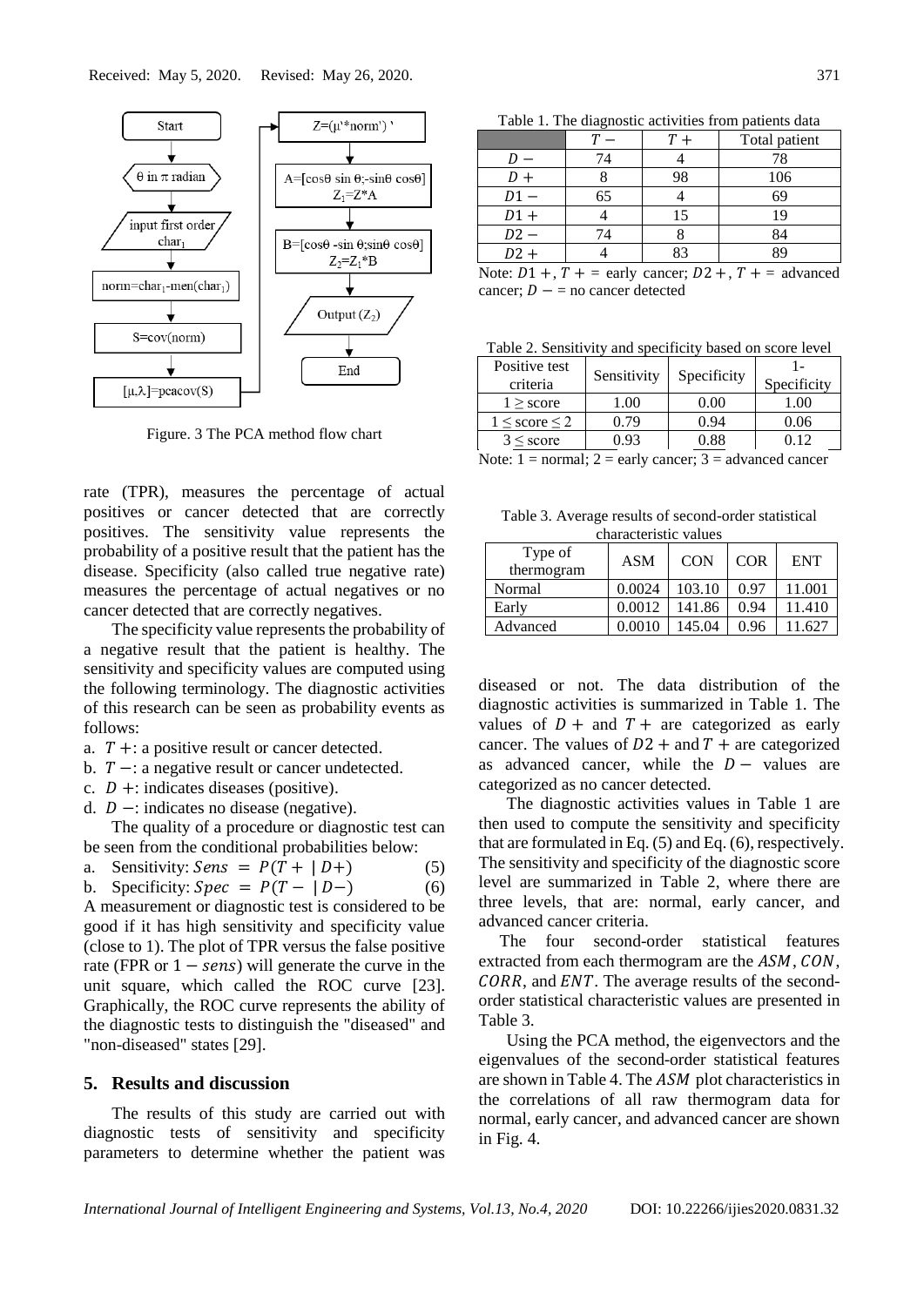Received: May 5, 2020. Revised: May 26, 2020.

Figure. 3 The PCA method flow chart

rate (TPR), measures the percentage of actual positives or cancer detected that are correctly positives. The sensitivity value represents the probability of a positive result that the patient has the disease. Specificity (also called true negative rate) measures the percentage of actual negatives or no cancer detected that are correctly negatives.

The specificity value represents the probability of a negative result that the patient is healthy. The sensitivity and specificity values are computed using the following terminology. The diagnostic activities of this research can be seen as probability events as follows:

a. $T+$: a positive result or cancer detected.
b. $T-$: a negative result or cancer undetected.
c. $D+$: indicates diseases (positive).
d. $D-$: indicates no disease (negative).

The quality of a procedure or diagnostic test can be seen from the conditional probabilities below:

a. Sensitivity: $Sens = P(T+ \mid D+)$ (5)

b. Specificity: $Spec = P(T- \mid D-)$ (6)

A measurement or diagnostic test is considered to be good if it has high sensitivity and specificity value (close to 1). The plot of TPR versus the false positive rate (FPR or $1 - sens$) will generate the curve in the unit square, which called the ROC curve [23]. Graphically, the ROC curve represents the ability of the diagnostic tests to distinguish the "diseased" and "non-diseased" states [29].

## 5. Results and discussion

The results of this study are carried out with diagnostic tests of sensitivity and specificity parameters to determine whether the patient was diseased or not. The data distribution of the diagnostic activities is summarized in Table 1. The values of $D+$ and $T+$ are categorized as early cancer. The values of $D2+$ and $T+$ are categorized as advanced cancer, while the $D-$ values are categorized as no cancer detected.

The diagnostic activities values in Table 1 are then used to compute the sensitivity and specificity that are formulated in Eq. (5) and Eq. (6), respectively. The sensitivity and specificity of the diagnostic score level are summarized in Table 2, where there are three levels, that are: normal, early cancer, and advanced cancer criteria.

The four second-order statistical features extracted from each thermogram are the $ASM$, $CON$, $CORR$, and $ENT$. The average results of the second-order statistical characteristic values are presented in Table 3.

Using the PCA method, the eigenvectors and the eigenvalues of the second-order statistical features are shown in Table 4. The $ASM$ plot characteristics in the correlations of all raw thermogram data for normal, early cancer, and advanced cancer are shown in Fig. 4.

Table 1. The diagnostic activities from patients data

| | $T-$ | $T+$ | Total patient |
|---|---|---|---|
| $D-$ | 74 | 4 | 78 |
| $D+$ | 8 | 98 | 106 |
| $D1-$ | 65 | 4 | 69 |
| $D1+$ | 4 | 15 | 19 |
| $D2-$ | 74 | 8 | 84 |
| $D2+$ | 4 | 83 | 89 |

Note: $D1+$, $T+$ = early cancer; $D2+$, $T+$ = advanced cancer; $D-$ = no cancer detected

Table 2. Sensitivity and specificity based on score level

| Positive test criteria | Sensitivity | Specificity | 1-Specificity |
|---|---|---|---|
| $1 \geq$ score | 1.00 | 0.00 | 1.00 |
| $1 \leq$ score $\leq 2$ | 0.79 | 0.94 | 0.06 |
| $3 \leq$ score | 0.93 | 0.88 | 0.12 |

Note: 1 = normal; 2 = early cancer; 3 = advanced cancer

Table 3. Average results of second-order statistical characteristic values

| Type of thermogram | ASM | CON | COR | ENT |
|---|---|---|---|---|
| Normal | 0.0024 | 103.10 | 0.97 | 11.001 |
| Early | 0.0012 | 141.86 | 0.94 | 11.410 |
| Advanced | 0.0010 | 145.04 | 0.96 | 11.627 |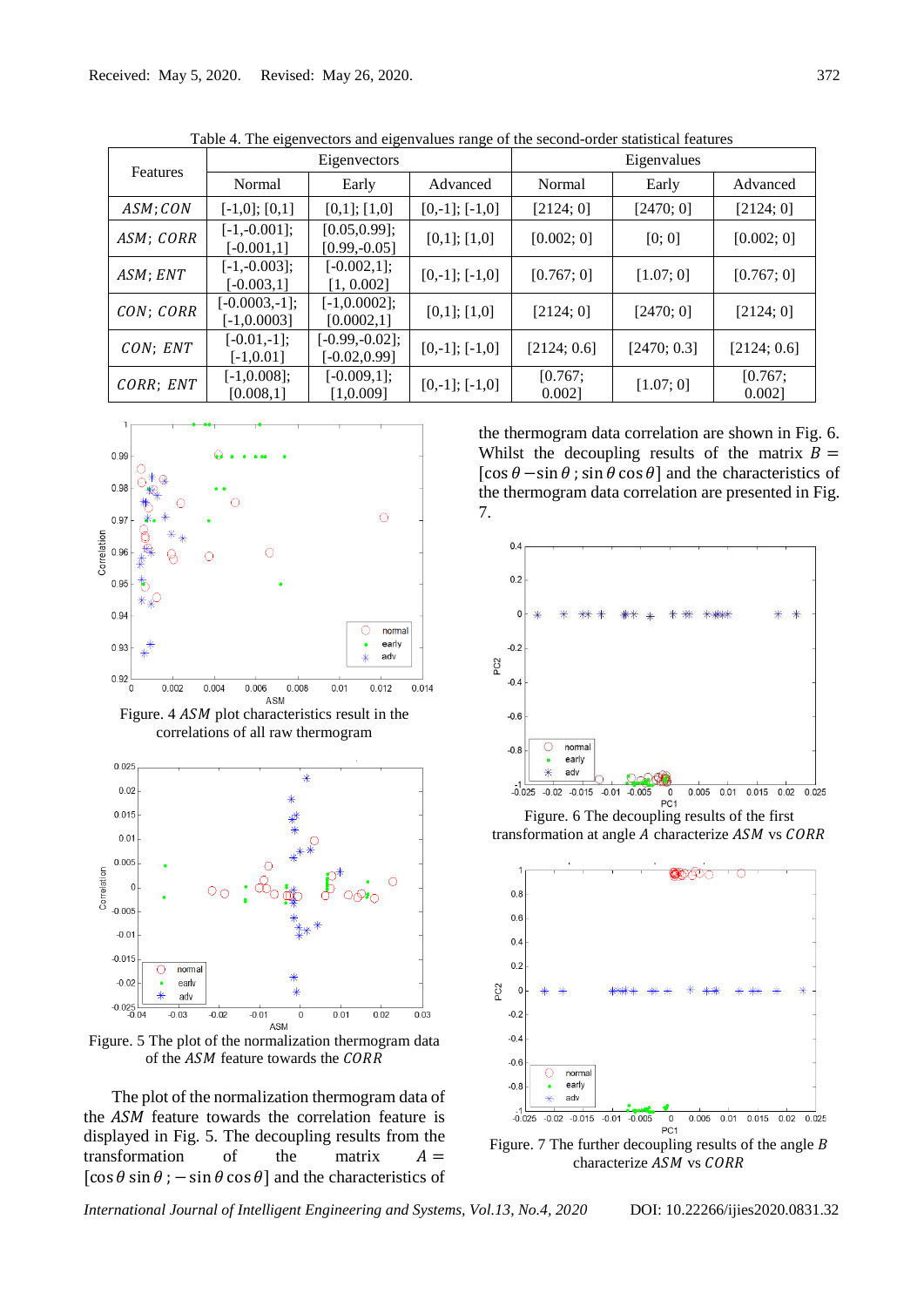Received: May 5, 2020. Revised: May 26, 2020.

Table 4. The eigenvectors and eigenvalues range of the second-order statistical features

| Features | Eigenvectors | | | Eigenvalues | | |
|---|---|---|---|---|---|---|
| | Normal | Early | Advanced | Normal | Early | Advanced |
| $ASM; CON$ | [-1,0]; [0,1] | [0,1]; [1,0] | [0,-1]; [-1,0] | [2124; 0] | [2470; 0] | [2124; 0] |
| $ASM; CORR$ | [-1,-0.001]; [-0.001,1] | [0.05,0.99]; [0.99,-0.05] | [0,1]; [1,0] | [0.002; 0] | [0; 0] | [0.002; 0] |
| $ASM; ENT$ | [-1,-0.003]; [-0.003,1] | [-0.002,1]; [1, 0.002] | [0,-1]; [-1,0] | [0.767; 0] | [1.07; 0] | [0.767; 0] |
| $CON; CORR$ | [-0.0003,-1]; [-1,0.0003] | [-1,0.0002]; [0.0002,1] | [0,1]; [1,0] | [2124; 0] | [2470; 0] | [2124; 0] |
| $CON; ENT$ | [-0.01,-1]; [-1,0.01] | [-0.99,-0.02]; [-0.02,0.99] | [0,-1]; [-1,0] | [2124; 0.6] | [2470; 0.3] | [2124; 0.6] |
| $CORR; ENT$ | [-1,0.008]; [0.008,1] | [-0.009,1]; [1,0.009] | [0,-1]; [-1,0] | [0.767; 0.002] | [1.07; 0] | [0.767; 0.002] |

Figure. 4 $ASM$ plot characteristics result in the correlations of all raw thermogram

Figure. 5 The plot of the normalization thermogram data of the $ASM$ feature towards the $CORR$

The plot of the normalization thermogram data of the $ASM$ feature towards the correlation feature is displayed in Fig. 5. The decoupling results from the transformation of the matrix $A = [\cos\theta \sin\theta ; -\sin\theta \cos\theta]$ and the characteristics of the thermogram data correlation are shown in Fig. 6. Whilst the decoupling results of the matrix $B = [\cos\theta -\sin\theta ; \sin\theta \cos\theta]$ and the characteristics of the thermogram data correlation are presented in Fig. 7.

Figure. 6 The decoupling results of the first transformation at angle $A$ characterize $ASM$ vs $CORR$

Figure. 7 The further decoupling results of the angle $B$ characterize $ASM$ vs $CORR$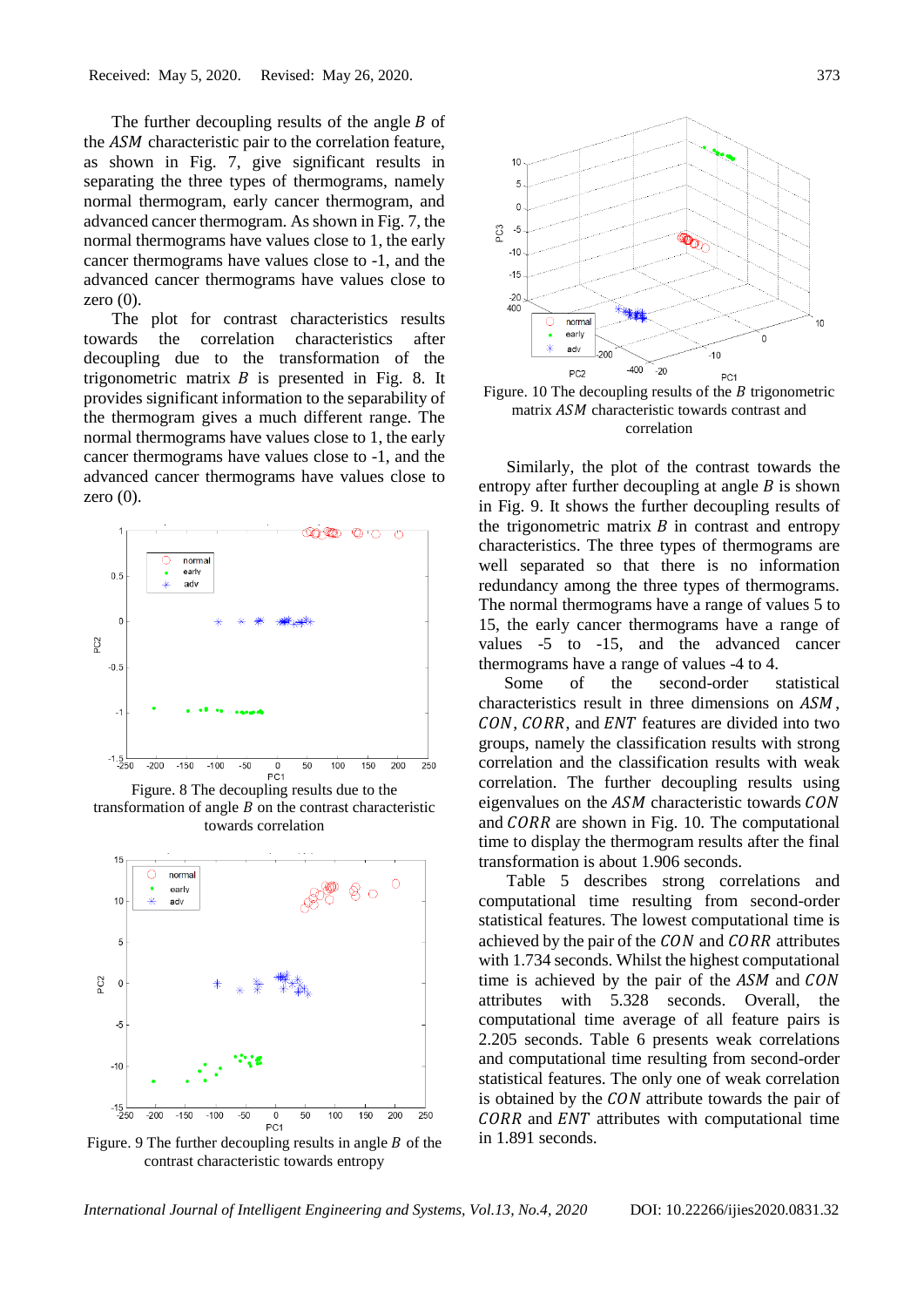The further decoupling results of the angle $B$ of the $ASM$ characteristic pair to the correlation feature, as shown in Fig. 7, give significant results in separating the three types of thermograms, namely normal thermogram, early cancer thermogram, and advanced cancer thermogram. As shown in Fig. 7, the normal thermograms have values close to 1, the early cancer thermograms have values close to -1, and the advanced cancer thermograms have values close to zero (0).

The plot for contrast characteristics results towards the correlation characteristics after decoupling due to the transformation of the trigonometric matrix $B$ is presented in Fig. 8. It provides significant information to the separability of the thermogram gives a much different range. The normal thermograms have values close to 1, the early cancer thermograms have values close to -1, and the advanced cancer thermograms have values close to zero (0).

Figure. 8 The decoupling results due to the transformation of angle $B$ on the contrast characteristic towards correlation

Figure. 9 The further decoupling results in angle $B$ of the contrast characteristic towards entropy

Figure. 10 The decoupling results of the $B$ trigonometric matrix $ASM$ characteristic towards contrast and correlation

Similarly, the plot of the contrast towards the entropy after further decoupling at angle $B$ is shown in Fig. 9. It shows the further decoupling results of the trigonometric matrix $B$ in contrast and entropy characteristics. The three types of thermograms are well separated so that there is no information redundancy among the three types of thermograms. The normal thermograms have a range of values 5 to 15, the early cancer thermograms have a range of values -5 to -15, and the advanced cancer thermograms have a range of values -4 to 4.

Some of the second-order statistical characteristics result in three dimensions on $ASM$, $CON$, $CORR$, and $ENT$ features are divided into two groups, namely the classification results with strong correlation and the classification results with weak correlation. The further decoupling results using eigenvalues on the $ASM$ characteristic towards $CON$ and $CORR$ are shown in Fig. 10. The computational time to display the thermogram results after the final transformation is about 1.906 seconds.

Table 5 describes strong correlations and computational time resulting from second-order statistical features. The lowest computational time is achieved by the pair of the $CON$ and $CORR$ attributes with 1.734 seconds. Whilst the highest computational time is achieved by the pair of the $ASM$ and $CON$ attributes with 5.328 seconds. Overall, the computational time average of all feature pairs is 2.205 seconds. Table 6 presents weak correlations and computational time resulting from second-order statistical features. The only one of weak correlation is obtained by the $CON$ attribute towards the pair of $CORR$ and $ENT$ attributes with computational time in 1.891 seconds.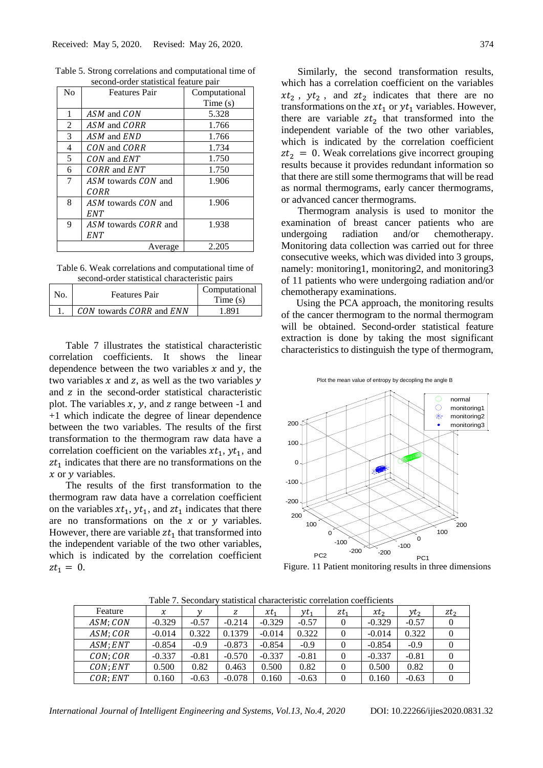Table 5. Strong correlations and computational time of second-order statistical feature pair

| No | Features Pair | Computational Time (s) |
|---|---|---|
| 1 | $ASM$ and $CON$ | 5.328 |
| 2 | $ASM$ and $CORR$ | 1.766 |
| 3 | $ASM$ and $END$ | 1.766 |
| 4 | $CON$ and $CORR$ | 1.734 |
| 5 | $CON$ and $ENT$ | 1.750 |
| 6 | $CORR$ and $ENT$ | 1.750 |
| 7 | $ASM$ towards $CON$ and $CORR$ | 1.906 |
| 8 | $ASM$ towards $CON$ and $ENT$ | 1.906 |
| 9 | $ASM$ towards $CORR$ and $ENT$ | 1.938 |
| Average | | 2.205 |

Table 6. Weak correlations and computational time of second-order statistical characteristic pairs

| No. | Features Pair | Computational Time (s) |
|---|---|---|
| 1. | $CON$ towards $CORR$ and $ENN$ | 1.891 |

Table 7 illustrates the statistical characteristic correlation coefficients. It shows the linear dependence between the two variables $x$ and $y$, the two variables $x$ and $z$, as well as the two variables $y$ and $z$ in the second-order statistical characteristic plot. The variables $x$, $y$, and $z$ range between -1 and +1 which indicate the degree of linear dependence between the two variables. The results of the first transformation to the thermogram raw data have a correlation coefficient on the variables $xt_1$, $yt_1$, and $zt_1$ indicates that there are no transformations on the $x$ or $y$ variables.

The results of the first transformation to the thermogram raw data have a correlation coefficient on the variables $xt_1$, $yt_1$, and $zt_1$ indicates that there are no transformations on the $x$ or $y$ variables. However, there are variable $zt_1$ that transformed into the independent variable of the two other variables, which is indicated by the correlation coefficient $zt_1 = 0$.

Similarly, the second transformation results, which has a correlation coefficient on the variables $xt_2$, $yt_2$, and $zt_2$ indicates that there are no transformations on the $xt_1$ or $yt_1$ variables. However, there are variable $zt_2$ that transformed into the independent variable of the two other variables, which is indicated by the correlation coefficient $zt_2 = 0$. Weak correlations give incorrect grouping results because it provides redundant information so that there are still some thermograms that will be read as normal thermograms, early cancer thermograms, or advanced cancer thermograms.

Thermogram analysis is used to monitor the examination of breast cancer patients who are undergoing radiation and/or chemotherapy. Monitoring data collection was carried out for three consecutive weeks, which was divided into 3 groups, namely: monitoring1, monitoring2, and monitoring3 of 11 patients who were undergoing radiation and/or chemotherapy examinations.

Using the PCA approach, the monitoring results of the cancer thermogram to the normal thermogram will be obtained. Second-order statistical feature extraction is done by taking the most significant characteristics to distinguish the type of thermogram,

Figure. 11 Patient monitoring results in three dimensions

Table 7. Secondary statistical characteristic correlation coefficients

| Feature | $x$ | $y$ | $z$ | $xt_1$ | $yt_1$ | $zt_1$ | $xt_2$ | $yt_2$ | $zt_2$ |
|---|---|---|---|---|---|---|---|---|---|
| $ASM; CON$ | -0.329 | -0.57 | -0.214 | -0.329 | -0.57 | 0 | -0.329 | -0.57 | 0 |
| $ASM; COR$ | -0.014 | 0.322 | 0.1379 | -0.014 | 0.322 | 0 | -0.014 | 0.322 | 0 |
| $ASM; ENT$ | -0.854 | -0.9 | -0.873 | -0.854 | -0.9 | 0 | -0.854 | -0.9 | 0 |
| $CON; COR$ | -0.337 | -0.81 | -0.570 | -0.337 | -0.81 | 0 | -0.337 | -0.81 | 0 |
| $CON; ENT$ | 0.500 | 0.82 | 0.463 | 0.500 | 0.82 | 0 | 0.500 | 0.82 | 0 |
| $COR; ENT$ | 0.160 | -0.63 | -0.078 | 0.160 | -0.63 | 0 | 0.160 | -0.63 | 0 |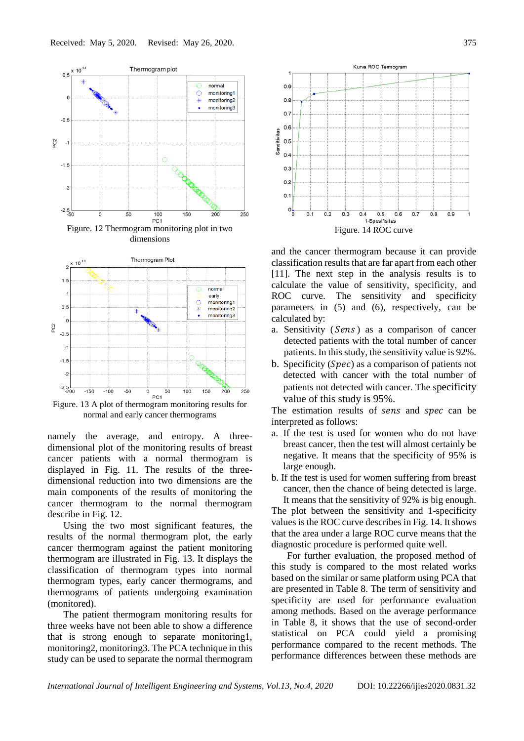Figure. 12 Thermogram monitoring plot in two dimensions

Figure. 13 A plot of thermogram monitoring results for normal and early cancer thermograms

namely the average, and entropy. A three-dimensional plot of the monitoring results of breast cancer patients with a normal thermogram is displayed in Fig. 11. The results of the three-dimensional reduction into two dimensions are the main components of the results of monitoring the cancer thermogram to the normal thermogram describe in Fig. 12.

Using the two most significant features, the results of the normal thermogram plot, the early cancer thermogram against the patient monitoring thermogram are illustrated in Fig. 13. It displays the classification of thermogram types into normal thermogram types, early cancer thermograms, and thermograms of patients undergoing examination (monitored).

The patient thermogram monitoring results for three weeks have not been able to show a difference that is strong enough to separate monitoring1, monitoring2, monitoring3. The PCA technique in this study can be used to separate the normal thermogram

Figure. 14 ROC curve

and the cancer thermogram because it can provide classification results that are far apart from each other [11]. The next step in the analysis results is to calculate the value of sensitivity, specificity, and ROC curve. The sensitivity and specificity parameters in (5) and (6), respectively, can be calculated by:

a. Sensitivity ($Sens$) as a comparison of cancer detected patients with the total number of cancer patients. In this study, the sensitivity value is 92%.
b. Specificity ($Spec$) as a comparison of patients not detected with cancer with the total number of patients not detected with cancer. The specificity value of this study is 95%.

The estimation results of $sens$ and $spec$ can be interpreted as follows:

a. If the test is used for women who do not have breast cancer, then the test will almost certainly be negative. It means that the specificity of 95% is large enough.
b. If the test is used for women suffering from breast cancer, then the chance of being detected is large. It means that the sensitivity of 92% is big enough.

The plot between the sensitivity and 1-specificity values is the ROC curve describes in Fig. 14. It shows that the area under a large ROC curve means that the diagnostic procedure is performed quite well.

For further evaluation, the proposed method of this study is compared to the most related works based on the similar or same platform using PCA that are presented in Table 8. The term of sensitivity and specificity are used for performance evaluation among methods. Based on the average performance in Table 8, it shows that the use of second-order statistical on PCA could yield a promising performance compared to the recent methods. The performance differences between these methods are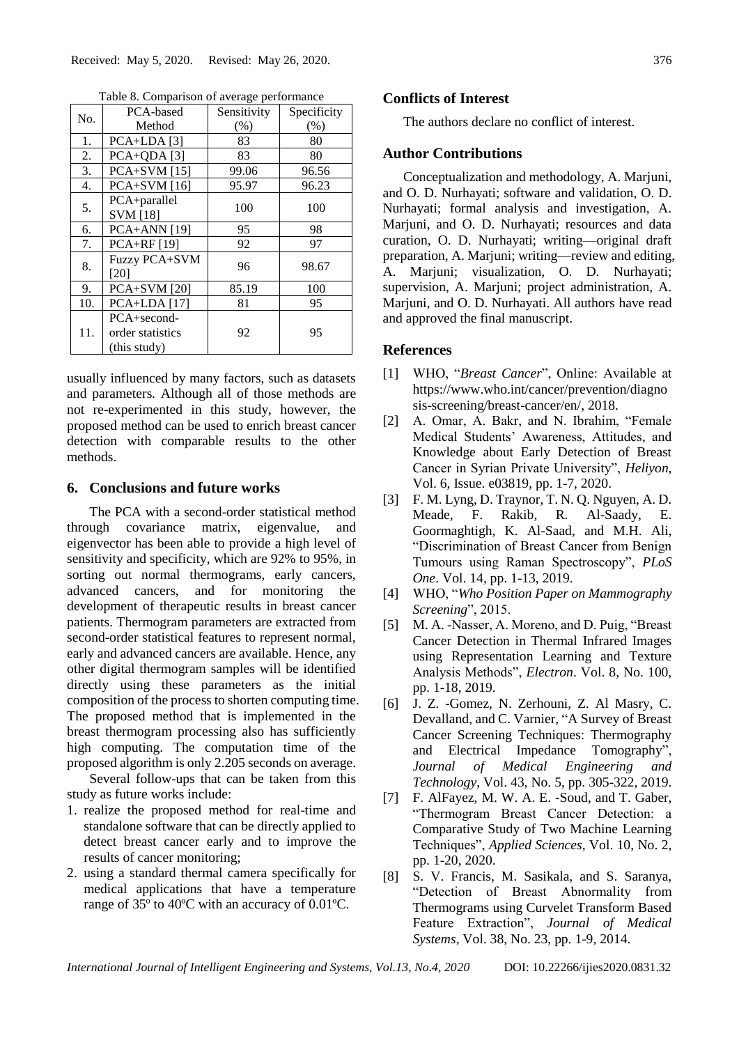Table 8. Comparison of average performance

| No. | PCA-based Method | Sensitivity (%) | Specificity (%) |
|---|---|---|---|
| 1. | PCA+LDA [3] | 83 | 80 |
| 2. | PCA+QDA [3] | 83 | 80 |
| 3. | PCA+SVM [15] | 99.06 | 96.56 |
| 4. | PCA+SVM [16] | 95.97 | 96.23 |
| 5. | PCA+parallel SVM [18] | 100 | 100 |
| 6. | PCA+ANN [19] | 95 | 98 |
| 7. | PCA+RF [19] | 92 | 97 |
| 8. | Fuzzy PCA+SVM [20] | 96 | 98.67 |
| 9. | PCA+SVM [20] | 85.19 | 100 |
| 10. | PCA+LDA [17] | 81 | 95 |
| 11. | PCA+second-order statistics (this study) | 92 | 95 |

usually influenced by many factors, such as datasets and parameters. Although all of those methods are not re-experimented in this study, however, the proposed method can be used to enrich breast cancer detection with comparable results to the other methods.

## 6. Conclusions and future works

The PCA with a second-order statistical method through covariance matrix, eigenvalue, and eigenvector has been able to provide a high level of sensitivity and specificity, which are 92% to 95%, in sorting out normal thermograms, early cancers, advanced cancers, and for monitoring the development of therapeutic results in breast cancer patients. Thermogram parameters are extracted from second-order statistical features to represent normal, early and advanced cancers are available. Hence, any other digital thermogram samples will be identified directly using these parameters as the initial composition of the process to shorten computing time. The proposed method that is implemented in the breast thermogram processing also has sufficiently high computing. The computation time of the proposed algorithm is only 2.205 seconds on average.

Several follow-ups that can be taken from this study as future works include:

1. realize the proposed method for real-time and standalone software that can be directly applied to detect breast cancer early and to improve the results of cancer monitoring;
2. using a standard thermal camera specifically for medical applications that have a temperature range of 35º to 40ºC with an accuracy of 0.01ºC.

## Conflicts of Interest

The authors declare no conflict of interest.

## Author Contributions

Conceptualization and methodology, A. Marjuni, and O. D. Nurhayati; software and validation, O. D. Nurhayati; formal analysis and investigation, A. Marjuni, and O. D. Nurhayati; resources and data curation, O. D. Nurhayati; writing—original draft preparation, A. Marjuni; writing—review and editing, A. Marjuni; visualization, O. D. Nurhayati; supervision, A. Marjuni; project administration, A. Marjuni, and O. D. Nurhayati. All authors have read and approved the final manuscript.

## References

[1] WHO, "*Breast Cancer*", Online: Available at https://www.who.int/cancer/prevention/diagnosis-screening/breast-cancer/en/, 2018.

[2] A. Omar, A. Bakr, and N. Ibrahim, "Female Medical Students' Awareness, Attitudes, and Knowledge about Early Detection of Breast Cancer in Syrian Private University", *Heliyon*, Vol. 6, Issue. e03819, pp. 1-7, 2020.

[3] F. M. Lyng, D. Traynor, T. N. Q. Nguyen, A. D. Meade, F. Rakib, R. Al-Saady, E. Goormaghtigh, K. Al-Saad, and M.H. Ali, "Discrimination of Breast Cancer from Benign Tumours using Raman Spectroscopy", *PLoS One*. Vol. 14, pp. 1-13, 2019.

[4] WHO, "*Who Position Paper on Mammography Screening*", 2015.

[5] M. A. -Nasser, A. Moreno, and D. Puig, "Breast Cancer Detection in Thermal Infrared Images using Representation Learning and Texture Analysis Methods", *Electron*. Vol. 8, No. 100, pp. 1-18, 2019.

[6] J. Z. -Gomez, N. Zerhouni, Z. Al Masry, C. Devalland, and C. Varnier, "A Survey of Breast Cancer Screening Techniques: Thermography and Electrical Impedance Tomography", *Journal of Medical Engineering and Technology*, Vol. 43, No. 5, pp. 305-322, 2019.

[7] F. AlFayez, M. W. A. E. -Soud, and T. Gaber, "Thermogram Breast Cancer Detection: a Comparative Study of Two Machine Learning Techniques", *Applied Sciences*, Vol. 10, No. 2, pp. 1-20, 2020.

[8] S. V. Francis, M. Sasikala, and S. Saranya, "Detection of Breast Abnormality from Thermograms using Curvelet Transform Based Feature Extraction", *Journal of Medical Systems*, Vol. 38, No. 23, pp. 1-9, 2014.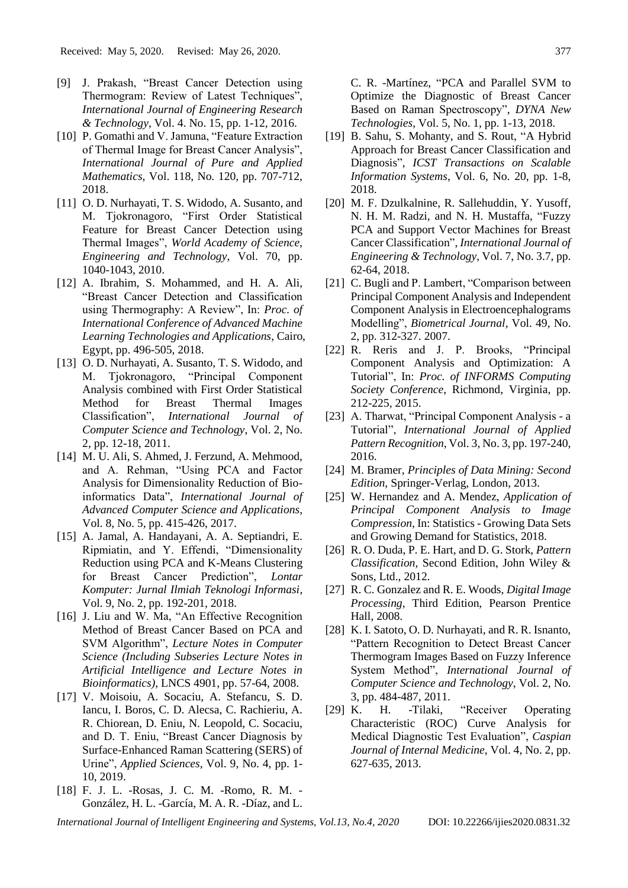[9] J. Prakash, "Breast Cancer Detection using Thermogram: Review of Latest Techniques", *International Journal of Engineering Research & Technology*, Vol. 4. No. 15, pp. 1-12, 2016.

[10] P. Gomathi and V. Jamuna, "Feature Extraction of Thermal Image for Breast Cancer Analysis", *International Journal of Pure and Applied Mathematics*, Vol. 118, No. 120, pp. 707-712, 2018.

[11] O. D. Nurhayati, T. S. Widodo, A. Susanto, and M. Tjokronagoro, "First Order Statistical Feature for Breast Cancer Detection using Thermal Images", *World Academy of Science, Engineering and Technology*, Vol. 70, pp. 1040-1043, 2010.

[12] A. Ibrahim, S. Mohammed, and H. A. Ali, "Breast Cancer Detection and Classification using Thermography: A Review", In: *Proc. of International Conference of Advanced Machine Learning Technologies and Applications*, Cairo, Egypt, pp. 496-505, 2018.

[13] O. D. Nurhayati, A. Susanto, T. S. Widodo, and M. Tjokronagoro, "Principal Component Analysis combined with First Order Statistical Method for Breast Thermal Images Classification", *International Journal of Computer Science and Technology*, Vol. 2, No. 2, pp. 12-18, 2011.

[14] M. U. Ali, S. Ahmed, J. Ferzund, A. Mehmood, and A. Rehman, "Using PCA and Factor Analysis for Dimensionality Reduction of Bio-informatics Data", *International Journal of Advanced Computer Science and Applications*, Vol. 8, No. 5, pp. 415-426, 2017.

[15] A. Jamal, A. Handayani, A. A. Septiandri, E. Ripmiatin, and Y. Effendi, "Dimensionality Reduction using PCA and K-Means Clustering for Breast Cancer Prediction", *Lontar Komputer: Jurnal Ilmiah Teknologi Informasi*, Vol. 9, No. 2, pp. 192-201, 2018.

[16] J. Liu and W. Ma, "An Effective Recognition Method of Breast Cancer Based on PCA and SVM Algorithm", *Lecture Notes in Computer Science (Including Subseries Lecture Notes in Artificial Intelligence and Lecture Notes in Bioinformatics)*, LNCS 4901, pp. 57-64, 2008.

[17] V. Moisoiu, A. Socaciu, A. Stefancu, S. D. Iancu, I. Boros, C. D. Alecsa, C. Rachieriu, A. R. Chiorean, D. Eniu, N. Leopold, C. Socaciu, and D. T. Eniu, "Breast Cancer Diagnosis by Surface-Enhanced Raman Scattering (SERS) of Urine", *Applied Sciences*, Vol. 9, No. 4, pp. 1-10, 2019.

[18] F. J. L. -Rosas, J. C. M. -Romo, R. M. -González, H. L. -García, M. A. R. -Díaz, and L. C. R. -Martínez, "PCA and Parallel SVM to Optimize the Diagnostic of Breast Cancer Based on Raman Spectroscopy", *DYNA New Technologies*, Vol. 5, No. 1, pp. 1-13, 2018.

[19] B. Sahu, S. Mohanty, and S. Rout, "A Hybrid Approach for Breast Cancer Classification and Diagnosis", *ICST Transactions on Scalable Information Systems*, Vol. 6, No. 20, pp. 1-8, 2018.

[20] M. F. Dzulkalnine, R. Sallehuddin, Y. Yusoff, N. H. M. Radzi, and N. H. Mustaffa, "Fuzzy PCA and Support Vector Machines for Breast Cancer Classification", *International Journal of Engineering & Technology*, Vol. 7, No. 3.7, pp. 62-64, 2018.

[21] C. Bugli and P. Lambert, "Comparison between Principal Component Analysis and Independent Component Analysis in Electroencephalograms Modelling", *Biometrical Journal*, Vol. 49, No. 2, pp. 312-327. 2007.

[22] R. Reris and J. P. Brooks, "Principal Component Analysis and Optimization: A Tutorial", In: *Proc. of INFORMS Computing Society Conference*, Richmond, Virginia, pp. 212-225, 2015.

[23] A. Tharwat, "Principal Component Analysis - a Tutorial", *International Journal of Applied Pattern Recognition*, Vol. 3, No. 3, pp. 197-240, 2016.

[24] M. Bramer, *Principles of Data Mining: Second Edition*, Springer-Verlag, London, 2013.

[25] W. Hernandez and A. Mendez, *Application of Principal Component Analysis to Image Compression*, In: Statistics - Growing Data Sets and Growing Demand for Statistics, 2018.

[26] R. O. Duda, P. E. Hart, and D. G. Stork, *Pattern Classification,* Second Edition, John Wiley & Sons, Ltd., 2012.

[27] R. C. Gonzalez and R. E. Woods, *Digital Image Processing*, Third Edition, Pearson Prentice Hall, 2008.

[28] K. I. Satoto, O. D. Nurhayati, and R. R. Isnanto, "Pattern Recognition to Detect Breast Cancer Thermogram Images Based on Fuzzy Inference System Method", *International Journal of Computer Science and Technology*, Vol. 2, No. 3, pp. 484-487, 2011.

[29] K. H. -Tilaki, "Receiver Operating Characteristic (ROC) Curve Analysis for Medical Diagnostic Test Evaluation", *Caspian Journal of Internal Medicine*, Vol. 4, No. 2, pp. 627-635, 2013.